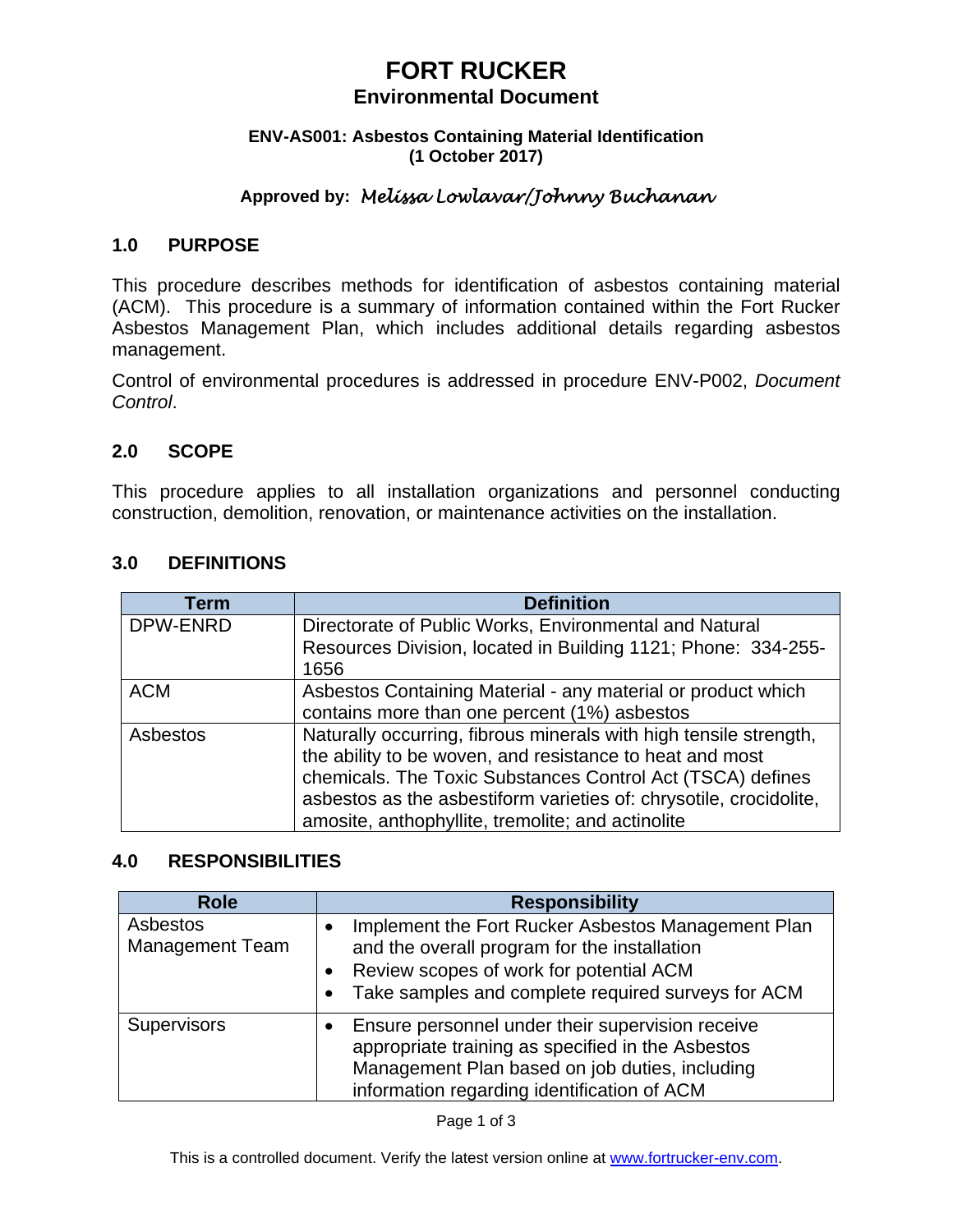# FORT RUCKER
## Environmental Document

**ENV-AS001: Asbestos Containing Material Identification**
**(1 October 2017)**

**Approved by:** *Melissa Lowlavar/Johnny Buchanan*

## 1.0 PURPOSE

This procedure describes methods for identification of asbestos containing material (ACM). This procedure is a summary of information contained within the Fort Rucker Asbestos Management Plan, which includes additional details regarding asbestos management.

Control of environmental procedures is addressed in procedure ENV-P002, *Document Control*.

## 2.0 SCOPE

This procedure applies to all installation organizations and personnel conducting construction, demolition, renovation, or maintenance activities on the installation.

## 3.0 DEFINITIONS

| Term | Definition |
|---|---|
| DPW-ENRD | Directorate of Public Works, Environmental and Natural Resources Division, located in Building 1121; Phone: 334-255-1656 |
| ACM | Asbestos Containing Material - any material or product which contains more than one percent (1%) asbestos |
| Asbestos | Naturally occurring, fibrous minerals with high tensile strength, the ability to be woven, and resistance to heat and most chemicals. The Toxic Substances Control Act (TSCA) defines asbestos as the asbestiform varieties of: chrysotile, crocidolite, amosite, anthophyllite, tremolite; and actinolite |

## 4.0 RESPONSIBILITIES

| Role | Responsibility |
|---|---|
| Asbestos Management Team | • Implement the Fort Rucker Asbestos Management Plan and the overall program for the installation<br>• Review scopes of work for potential ACM<br>• Take samples and complete required surveys for ACM |
| Supervisors | • Ensure personnel under their supervision receive appropriate training as specified in the Asbestos Management Plan based on job duties, including information regarding identification of ACM |

This is a controlled document. Verify the latest version online at [www.fortrucker-env.com](www.fortrucker-env.com).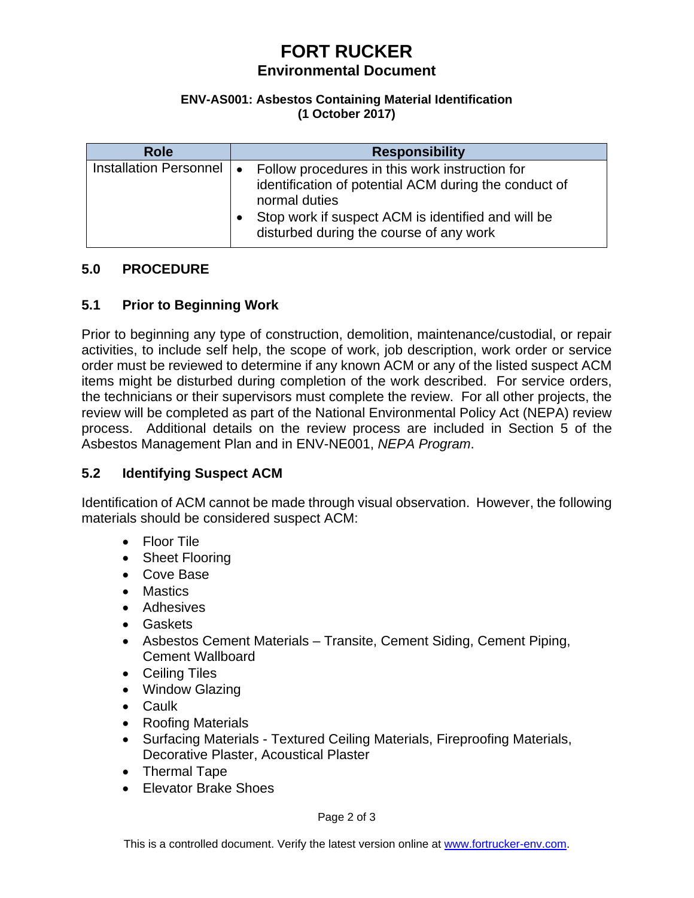| Role | Responsibility |
| --- | --- |
| Installation Personnel | • Follow procedures in this work instruction for identification of potential ACM during the conduct of normal duties<br>• Stop work if suspect ACM is identified and will be disturbed during the course of any work |

## 5.0 PROCEDURE

### 5.1 Prior to Beginning Work

Prior to beginning any type of construction, demolition, maintenance/custodial, or repair activities, to include self help, the scope of work, job description, work order or service order must be reviewed to determine if any known ACM or any of the listed suspect ACM items might be disturbed during completion of the work described. For service orders, the technicians or their supervisors must complete the review. For all other projects, the review will be completed as part of the National Environmental Policy Act (NEPA) review process. Additional details on the review process are included in Section 5 of the Asbestos Management Plan and in ENV-NE001, *NEPA Program*.

### 5.2 Identifying Suspect ACM

Identification of ACM cannot be made through visual observation. However, the following materials should be considered suspect ACM:

- Floor Tile
- Sheet Flooring
- Cove Base
- Mastics
- Adhesives
- Gaskets
- Asbestos Cement Materials – Transite, Cement Siding, Cement Piping, Cement Wallboard
- Ceiling Tiles
- Window Glazing
- Caulk
- Roofing Materials
- Surfacing Materials - Textured Ceiling Materials, Fireproofing Materials, Decorative Plaster, Acoustical Plaster
- Thermal Tape
- Elevator Brake Shoes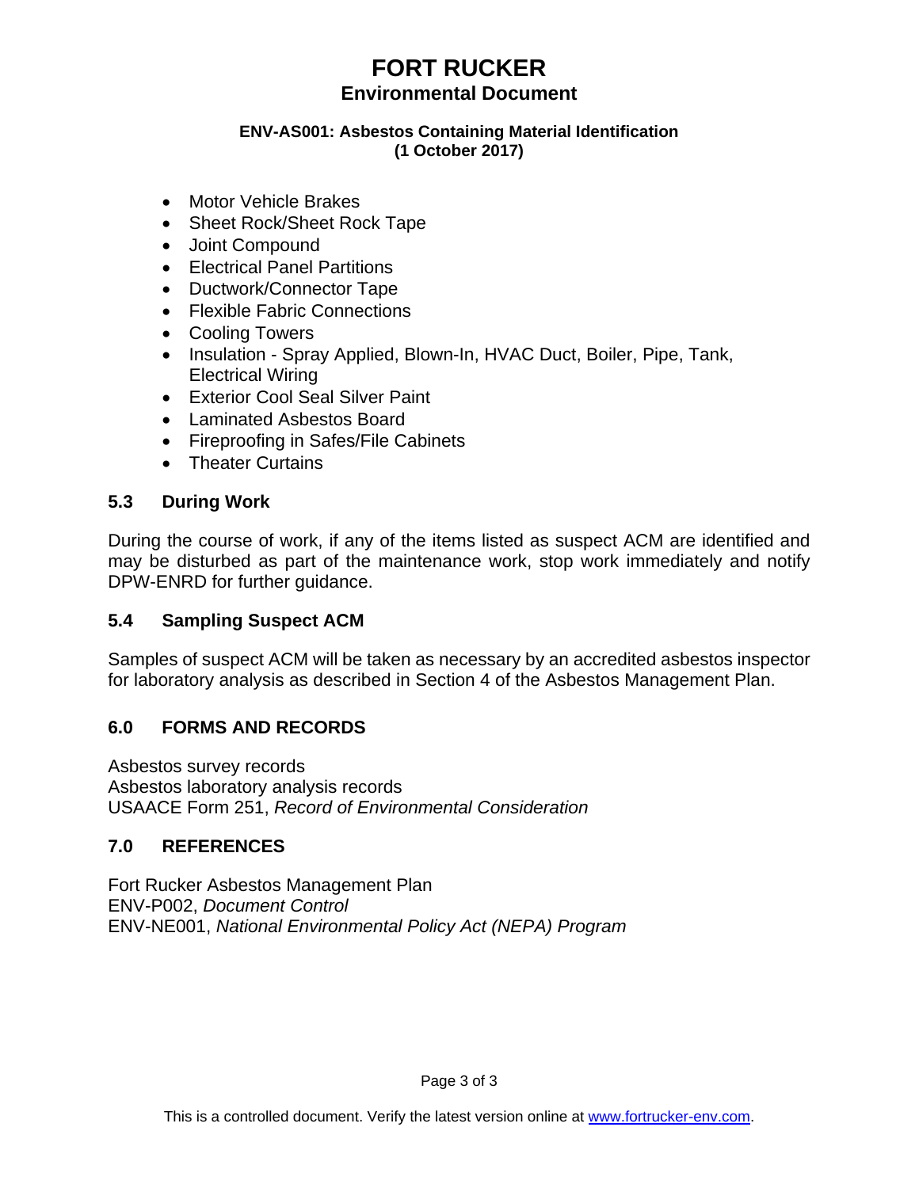- Motor Vehicle Brakes
- Sheet Rock/Sheet Rock Tape
- Joint Compound
- Electrical Panel Partitions
- Ductwork/Connector Tape
- Flexible Fabric Connections
- Cooling Towers
- Insulation - Spray Applied, Blown-In, HVAC Duct, Boiler, Pipe, Tank, Electrical Wiring
- Exterior Cool Seal Silver Paint
- Laminated Asbestos Board
- Fireproofing in Safes/File Cabinets
- Theater Curtains

### 5.3 During Work

During the course of work, if any of the items listed as suspect ACM are identified and may be disturbed as part of the maintenance work, stop work immediately and notify DPW-ENRD for further guidance.

### 5.4 Sampling Suspect ACM

Samples of suspect ACM will be taken as necessary by an accredited asbestos inspector for laboratory analysis as described in Section 4 of the Asbestos Management Plan.

## 6.0 FORMS AND RECORDS

Asbestos survey records
Asbestos laboratory analysis records
USAACE Form 251, *Record of Environmental Consideration*

## 7.0 REFERENCES

Fort Rucker Asbestos Management Plan
ENV-P002, *Document Control*
ENV-NE001, *National Environmental Policy Act (NEPA) Program*